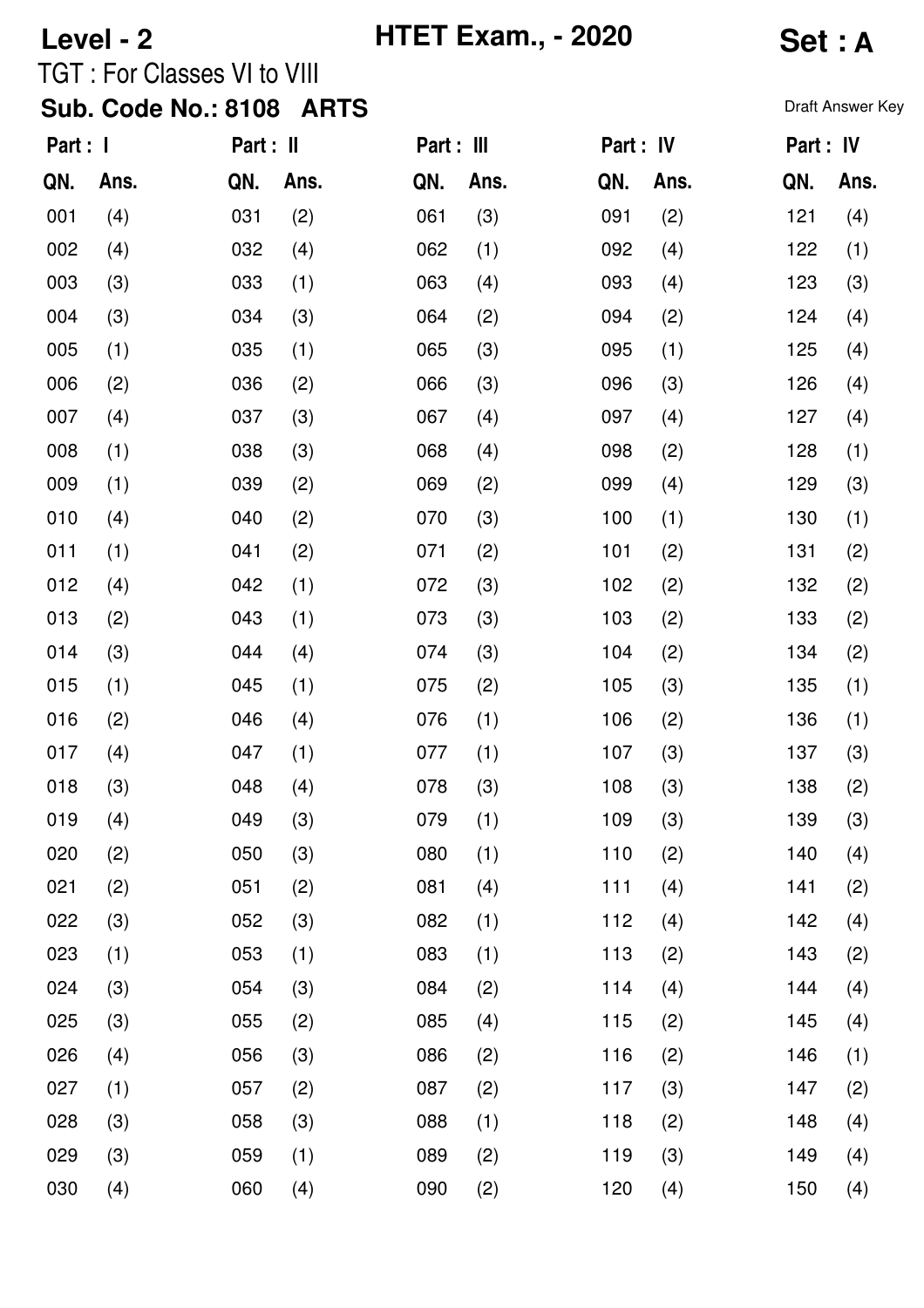**Level - 2** **HTET Exam., - 2020** **Set : A**

TGT : For Classes VI to VIII

**Sub. Code No.: 8108 ARTS**

Draft Answer Key

| Part : I | | Part : II | | Part : III | | Part : IV | | Part : IV | |
|---|---|---|---|---|---|---|---|---|---|
| QN. | Ans. | QN. | Ans. | QN. | Ans. | QN. | Ans. | QN. | Ans. |
| 001 | (4) | 031 | (2) | 061 | (3) | 091 | (2) | 121 | (4) |
| 002 | (4) | 032 | (4) | 062 | (1) | 092 | (4) | 122 | (1) |
| 003 | (3) | 033 | (1) | 063 | (4) | 093 | (4) | 123 | (3) |
| 004 | (3) | 034 | (3) | 064 | (2) | 094 | (2) | 124 | (4) |
| 005 | (1) | 035 | (1) | 065 | (3) | 095 | (1) | 125 | (4) |
| 006 | (2) | 036 | (2) | 066 | (3) | 096 | (3) | 126 | (4) |
| 007 | (4) | 037 | (3) | 067 | (4) | 097 | (4) | 127 | (4) |
| 008 | (1) | 038 | (3) | 068 | (4) | 098 | (2) | 128 | (1) |
| 009 | (1) | 039 | (2) | 069 | (2) | 099 | (4) | 129 | (3) |
| 010 | (4) | 040 | (2) | 070 | (3) | 100 | (1) | 130 | (1) |
| 011 | (1) | 041 | (2) | 071 | (2) | 101 | (2) | 131 | (2) |
| 012 | (4) | 042 | (1) | 072 | (3) | 102 | (2) | 132 | (2) |
| 013 | (2) | 043 | (1) | 073 | (3) | 103 | (2) | 133 | (2) |
| 014 | (3) | 044 | (4) | 074 | (3) | 104 | (2) | 134 | (2) |
| 015 | (1) | 045 | (1) | 075 | (2) | 105 | (3) | 135 | (1) |
| 016 | (2) | 046 | (4) | 076 | (1) | 106 | (2) | 136 | (1) |
| 017 | (4) | 047 | (1) | 077 | (1) | 107 | (3) | 137 | (3) |
| 018 | (3) | 048 | (4) | 078 | (3) | 108 | (3) | 138 | (2) |
| 019 | (4) | 049 | (3) | 079 | (1) | 109 | (3) | 139 | (3) |
| 020 | (2) | 050 | (3) | 080 | (1) | 110 | (2) | 140 | (4) |
| 021 | (2) | 051 | (2) | 081 | (4) | 111 | (4) | 141 | (2) |
| 022 | (3) | 052 | (3) | 082 | (1) | 112 | (4) | 142 | (4) |
| 023 | (1) | 053 | (1) | 083 | (1) | 113 | (2) | 143 | (2) |
| 024 | (3) | 054 | (3) | 084 | (2) | 114 | (4) | 144 | (4) |
| 025 | (3) | 055 | (2) | 085 | (4) | 115 | (2) | 145 | (4) |
| 026 | (4) | 056 | (3) | 086 | (2) | 116 | (2) | 146 | (1) |
| 027 | (1) | 057 | (2) | 087 | (2) | 117 | (3) | 147 | (2) |
| 028 | (3) | 058 | (3) | 088 | (1) | 118 | (2) | 148 | (4) |
| 029 | (3) | 059 | (1) | 089 | (2) | 119 | (3) | 149 | (4) |
| 030 | (4) | 060 | (4) | 090 | (2) | 120 | (4) | 150 | (4) |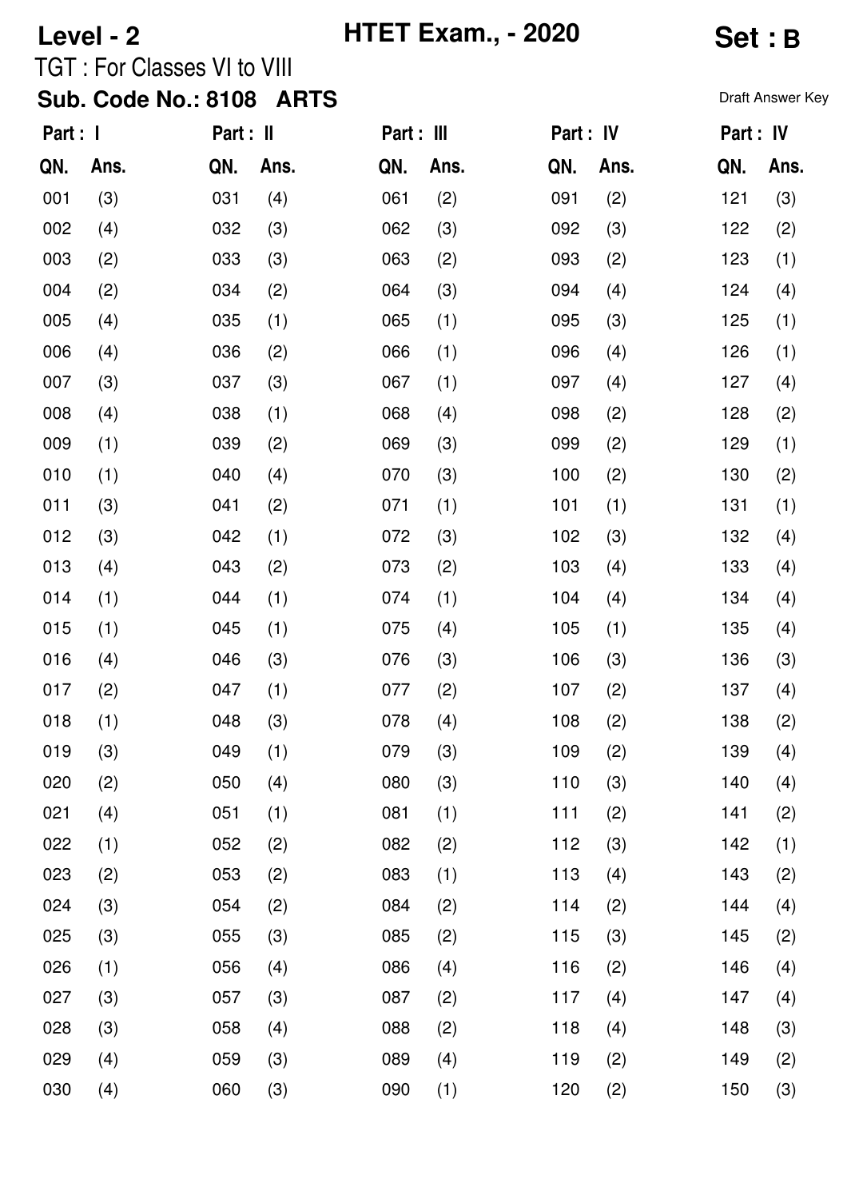**Level - 2** **HTET Exam., - 2020** **Set : B**

TGT : For Classes VI to VIII

**Sub. Code No.: 8108 ARTS**

Draft Answer Key

| Part : I | | Part : II | | Part : III | | Part : IV | | Part : IV | |
|---|---|---|---|---|---|---|---|---|---|
| QN. | Ans. | QN. | Ans. | QN. | Ans. | QN. | Ans. | QN. | Ans. |
| 001 | (3) | 031 | (4) | 061 | (2) | 091 | (2) | 121 | (3) |
| 002 | (4) | 032 | (3) | 062 | (3) | 092 | (3) | 122 | (2) |
| 003 | (2) | 033 | (3) | 063 | (2) | 093 | (2) | 123 | (1) |
| 004 | (2) | 034 | (2) | 064 | (3) | 094 | (4) | 124 | (4) |
| 005 | (4) | 035 | (1) | 065 | (1) | 095 | (3) | 125 | (1) |
| 006 | (4) | 036 | (2) | 066 | (1) | 096 | (4) | 126 | (1) |
| 007 | (3) | 037 | (3) | 067 | (1) | 097 | (4) | 127 | (4) |
| 008 | (4) | 038 | (1) | 068 | (4) | 098 | (2) | 128 | (2) |
| 009 | (1) | 039 | (2) | 069 | (3) | 099 | (2) | 129 | (1) |
| 010 | (1) | 040 | (4) | 070 | (3) | 100 | (2) | 130 | (2) |
| 011 | (3) | 041 | (2) | 071 | (1) | 101 | (1) | 131 | (1) |
| 012 | (3) | 042 | (1) | 072 | (3) | 102 | (3) | 132 | (4) |
| 013 | (4) | 043 | (2) | 073 | (2) | 103 | (4) | 133 | (4) |
| 014 | (1) | 044 | (1) | 074 | (1) | 104 | (4) | 134 | (4) |
| 015 | (1) | 045 | (1) | 075 | (4) | 105 | (1) | 135 | (4) |
| 016 | (4) | 046 | (3) | 076 | (3) | 106 | (3) | 136 | (3) |
| 017 | (2) | 047 | (1) | 077 | (2) | 107 | (2) | 137 | (4) |
| 018 | (1) | 048 | (3) | 078 | (4) | 108 | (2) | 138 | (2) |
| 019 | (3) | 049 | (1) | 079 | (3) | 109 | (2) | 139 | (4) |
| 020 | (2) | 050 | (4) | 080 | (3) | 110 | (3) | 140 | (4) |
| 021 | (4) | 051 | (1) | 081 | (1) | 111 | (2) | 141 | (2) |
| 022 | (1) | 052 | (2) | 082 | (2) | 112 | (3) | 142 | (1) |
| 023 | (2) | 053 | (2) | 083 | (1) | 113 | (4) | 143 | (2) |
| 024 | (3) | 054 | (2) | 084 | (2) | 114 | (2) | 144 | (4) |
| 025 | (3) | 055 | (3) | 085 | (2) | 115 | (3) | 145 | (2) |
| 026 | (1) | 056 | (4) | 086 | (4) | 116 | (2) | 146 | (4) |
| 027 | (3) | 057 | (3) | 087 | (2) | 117 | (4) | 147 | (4) |
| 028 | (3) | 058 | (4) | 088 | (2) | 118 | (4) | 148 | (3) |
| 029 | (4) | 059 | (3) | 089 | (4) | 119 | (2) | 149 | (2) |
| 030 | (4) | 060 | (3) | 090 | (1) | 120 | (2) | 150 | (3) |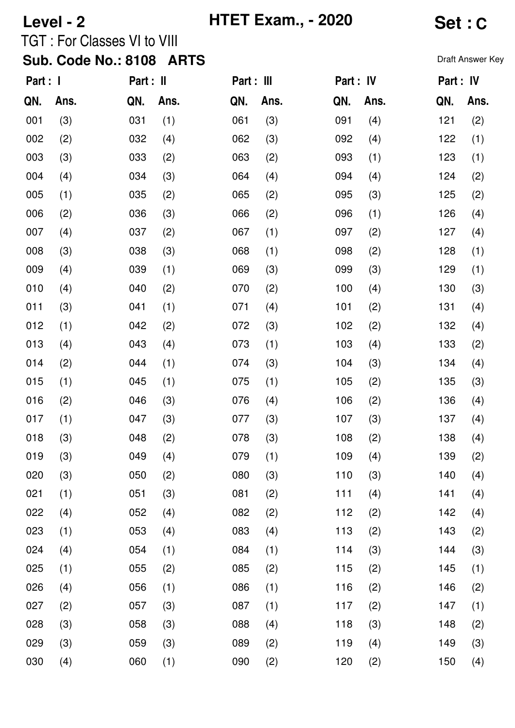**Level - 2** **HTET Exam., - 2020** **Set : C**

TGT : For Classes VI to VIII

**Sub. Code No.: 8108 ARTS**

Draft Answer Key

| Part : I | | Part : II | | Part : III | | Part : IV | | Part : IV | |
|---|---|---|---|---|---|---|---|---|---|
| QN. | Ans. | QN. | Ans. | QN. | Ans. | QN. | Ans. | QN. | Ans. |
| 001 | (3) | 031 | (1) | 061 | (3) | 091 | (4) | 121 | (2) |
| 002 | (2) | 032 | (4) | 062 | (3) | 092 | (4) | 122 | (1) |
| 003 | (3) | 033 | (2) | 063 | (2) | 093 | (1) | 123 | (1) |
| 004 | (4) | 034 | (3) | 064 | (4) | 094 | (4) | 124 | (2) |
| 005 | (1) | 035 | (2) | 065 | (2) | 095 | (3) | 125 | (2) |
| 006 | (2) | 036 | (3) | 066 | (2) | 096 | (1) | 126 | (4) |
| 007 | (4) | 037 | (2) | 067 | (1) | 097 | (2) | 127 | (4) |
| 008 | (3) | 038 | (3) | 068 | (1) | 098 | (2) | 128 | (1) |
| 009 | (4) | 039 | (1) | 069 | (3) | 099 | (3) | 129 | (1) |
| 010 | (4) | 040 | (2) | 070 | (2) | 100 | (4) | 130 | (3) |
| 011 | (3) | 041 | (1) | 071 | (4) | 101 | (2) | 131 | (4) |
| 012 | (1) | 042 | (2) | 072 | (3) | 102 | (2) | 132 | (4) |
| 013 | (4) | 043 | (4) | 073 | (1) | 103 | (4) | 133 | (2) |
| 014 | (2) | 044 | (1) | 074 | (3) | 104 | (3) | 134 | (4) |
| 015 | (1) | 045 | (1) | 075 | (1) | 105 | (2) | 135 | (3) |
| 016 | (2) | 046 | (3) | 076 | (4) | 106 | (2) | 136 | (4) |
| 017 | (1) | 047 | (3) | 077 | (3) | 107 | (3) | 137 | (4) |
| 018 | (3) | 048 | (2) | 078 | (3) | 108 | (2) | 138 | (4) |
| 019 | (3) | 049 | (4) | 079 | (1) | 109 | (4) | 139 | (2) |
| 020 | (3) | 050 | (2) | 080 | (3) | 110 | (3) | 140 | (4) |
| 021 | (1) | 051 | (3) | 081 | (2) | 111 | (4) | 141 | (4) |
| 022 | (4) | 052 | (4) | 082 | (2) | 112 | (2) | 142 | (4) |
| 023 | (1) | 053 | (4) | 083 | (4) | 113 | (2) | 143 | (2) |
| 024 | (4) | 054 | (1) | 084 | (1) | 114 | (3) | 144 | (3) |
| 025 | (1) | 055 | (2) | 085 | (2) | 115 | (2) | 145 | (1) |
| 026 | (4) | 056 | (1) | 086 | (1) | 116 | (2) | 146 | (2) |
| 027 | (2) | 057 | (3) | 087 | (1) | 117 | (2) | 147 | (1) |
| 028 | (3) | 058 | (3) | 088 | (4) | 118 | (3) | 148 | (2) |
| 029 | (3) | 059 | (3) | 089 | (2) | 119 | (4) | 149 | (3) |
| 030 | (4) | 060 | (1) | 090 | (2) | 120 | (2) | 150 | (4) |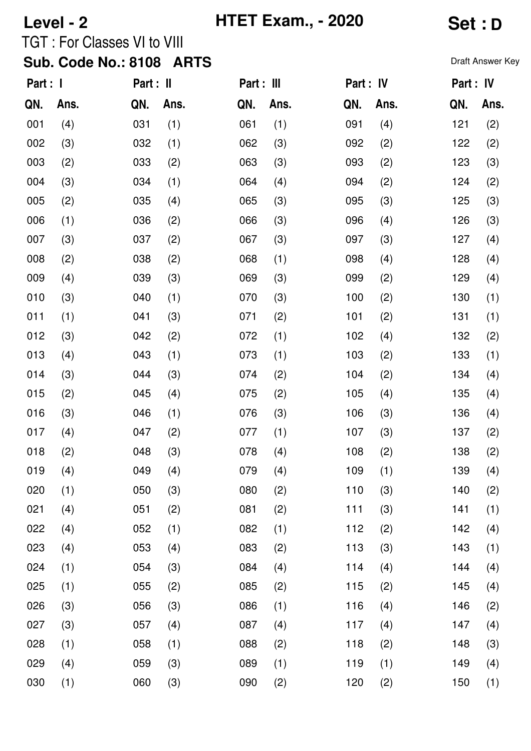**Level - 2** **HTET Exam., - 2020** **Set : D**

TGT : For Classes VI to VIII

**Sub. Code No.: 8108 ARTS**

Draft Answer Key

| Part : I | | Part : II | | Part : III | | Part : IV | | Part : IV | |
|---|---|---|---|---|---|---|---|---|---|
| QN. | Ans. | QN. | Ans. | QN. | Ans. | QN. | Ans. | QN. | Ans. |
| 001 | (4) | 031 | (1) | 061 | (1) | 091 | (4) | 121 | (2) |
| 002 | (3) | 032 | (1) | 062 | (3) | 092 | (2) | 122 | (2) |
| 003 | (2) | 033 | (2) | 063 | (3) | 093 | (2) | 123 | (3) |
| 004 | (3) | 034 | (1) | 064 | (4) | 094 | (2) | 124 | (2) |
| 005 | (2) | 035 | (4) | 065 | (3) | 095 | (3) | 125 | (3) |
| 006 | (1) | 036 | (2) | 066 | (3) | 096 | (4) | 126 | (3) |
| 007 | (3) | 037 | (2) | 067 | (3) | 097 | (3) | 127 | (4) |
| 008 | (2) | 038 | (2) | 068 | (1) | 098 | (4) | 128 | (4) |
| 009 | (4) | 039 | (3) | 069 | (3) | 099 | (2) | 129 | (4) |
| 010 | (3) | 040 | (1) | 070 | (3) | 100 | (2) | 130 | (1) |
| 011 | (1) | 041 | (3) | 071 | (2) | 101 | (2) | 131 | (1) |
| 012 | (3) | 042 | (2) | 072 | (1) | 102 | (4) | 132 | (2) |
| 013 | (4) | 043 | (1) | 073 | (1) | 103 | (2) | 133 | (1) |
| 014 | (3) | 044 | (3) | 074 | (2) | 104 | (2) | 134 | (4) |
| 015 | (2) | 045 | (4) | 075 | (2) | 105 | (4) | 135 | (4) |
| 016 | (3) | 046 | (1) | 076 | (3) | 106 | (3) | 136 | (4) |
| 017 | (4) | 047 | (2) | 077 | (1) | 107 | (3) | 137 | (2) |
| 018 | (2) | 048 | (3) | 078 | (4) | 108 | (2) | 138 | (2) |
| 019 | (4) | 049 | (4) | 079 | (4) | 109 | (1) | 139 | (4) |
| 020 | (1) | 050 | (3) | 080 | (2) | 110 | (3) | 140 | (2) |
| 021 | (4) | 051 | (2) | 081 | (2) | 111 | (3) | 141 | (1) |
| 022 | (4) | 052 | (1) | 082 | (1) | 112 | (2) | 142 | (4) |
| 023 | (4) | 053 | (4) | 083 | (2) | 113 | (3) | 143 | (1) |
| 024 | (1) | 054 | (3) | 084 | (4) | 114 | (4) | 144 | (4) |
| 025 | (1) | 055 | (2) | 085 | (2) | 115 | (2) | 145 | (4) |
| 026 | (3) | 056 | (3) | 086 | (1) | 116 | (4) | 146 | (2) |
| 027 | (3) | 057 | (4) | 087 | (4) | 117 | (4) | 147 | (4) |
| 028 | (1) | 058 | (1) | 088 | (2) | 118 | (2) | 148 | (3) |
| 029 | (4) | 059 | (3) | 089 | (1) | 119 | (1) | 149 | (4) |
| 030 | (1) | 060 | (3) | 090 | (2) | 120 | (2) | 150 | (1) |